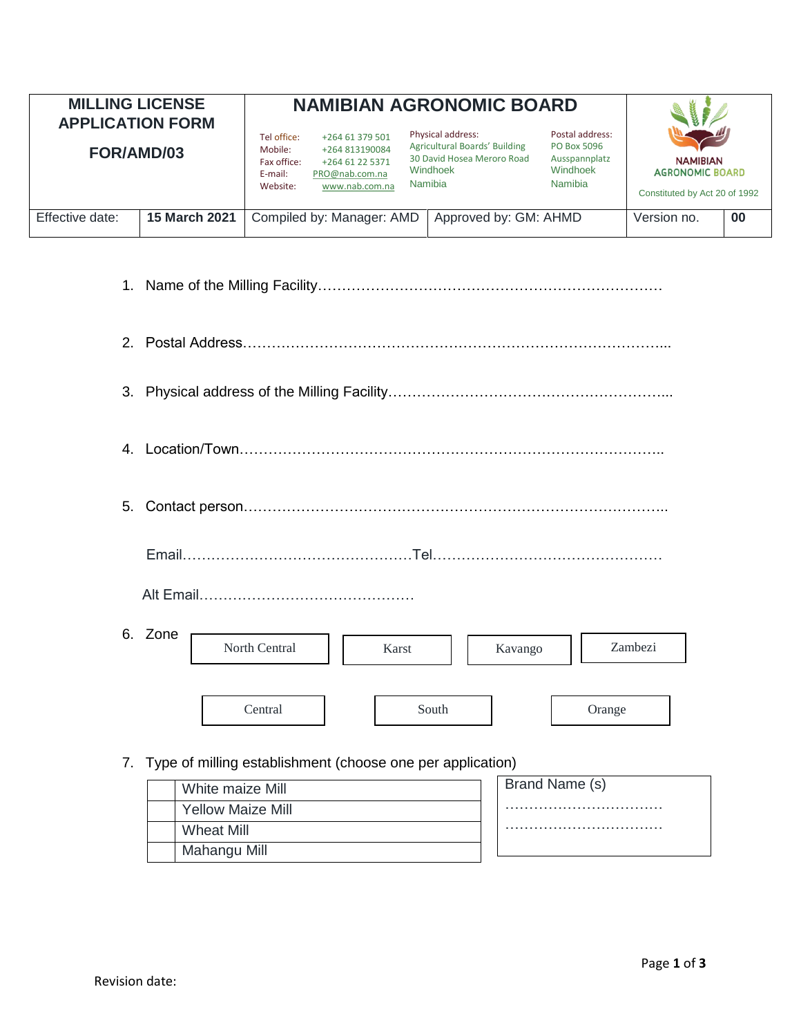| MILLING LICENSE APPLICATION FORM<br><br>FOR/AMD/03 | | NAMIBIAN AGRONOMIC BOARD<br>Tel office: +264 61 379 501<br>Mobile: +264 813190084<br>Fax office: +264 61 22 5371<br>E-mail: PRO@nab.com.na<br>Website: www.nab.com.na | Physical address:<br>Agricultural Boards' Building<br>30 David Hosea Meroro Road<br>Windhoek<br>Namibia<br><br>Postal address:<br>PO Box 5096<br>Ausspannplatz<br>Windhoek<br>Namibia | NAMIBIAN AGRONOMIC BOARD<br>Constituted by Act 20 of 1992 | |
|---|---|---|---|---|---|
| Effective date: | **15 March 2021** | Compiled by: Manager: AMD | Approved by: GM: AHMD | Version no. | **00** |

1. Name of the Milling Facility……………………………………………………………

2. Postal Address………………………………………………………………………...

3. Physical address of the Milling Facility…………………………………………………...

4. Location/Town……………………………………………………………………………..

5. Contact person……………………………………………………………………………..

   Email…………………………………………Tel…………………………………………

   Alt Email………………………………………

6. Zone

| North Central | Karst | Kavango | Zambezi |
|---|---|---|---|
| Central | South | Orange | |

7. Type of milling establishment (choose one per application)

| | |
|---|---|
| | White maize Mill |
| | Yellow Maize Mill |
| | Wheat Mill |
| | Mahangu Mill |

Brand Name (s)
……………………………
……………………………

Revision date: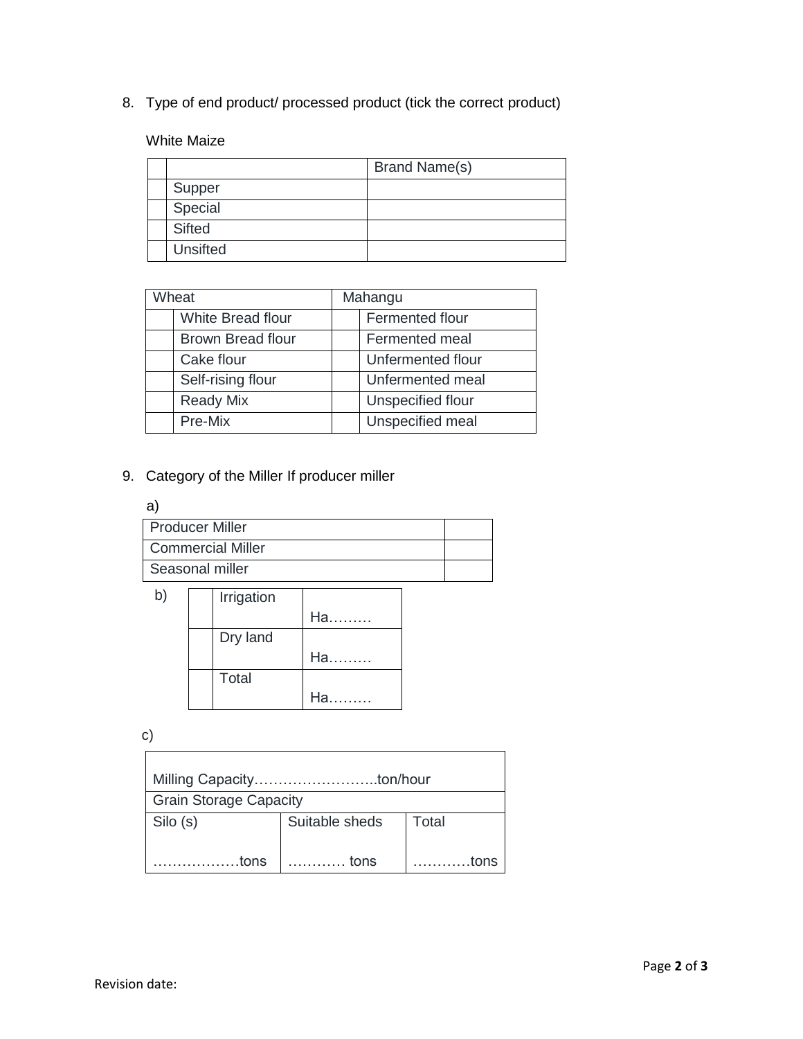8. Type of end product/ processed product (tick the correct product)

White Maize

| | | Brand Name(s) |
|---|---|---|
| | Supper | |
| | Special | |
| | Sifted | |
| | Unsifted | |

| Wheat | | Mahangu | |
|---|---|---|---|
| | White Bread flour | | Fermented flour |
| | Brown Bread flour | | Fermented meal |
| | Cake flour | | Unfermented flour |
| | Self-rising flour | | Unfermented meal |
| | Ready Mix | | Unspecified flour |
| | Pre-Mix | | Unspecified meal |

9. Category of the Miller If producer miller

a)

| | |
|---|---|
| Producer Miller | |
| Commercial Miller | |
| Seasonal miller | |

b)

| | | |
|---|---|---|
| | Irrigation | Ha……… |
| | Dry land | Ha……… |
| | Total | Ha……… |

c)

| | | |
|---|---|---|
| Milling Capacity……………………..ton/hour | | |
| Grain Storage Capacity | | |
| Silo (s) ………………tons | Suitable sheds ………… tons | Total …………tons |

Revision date: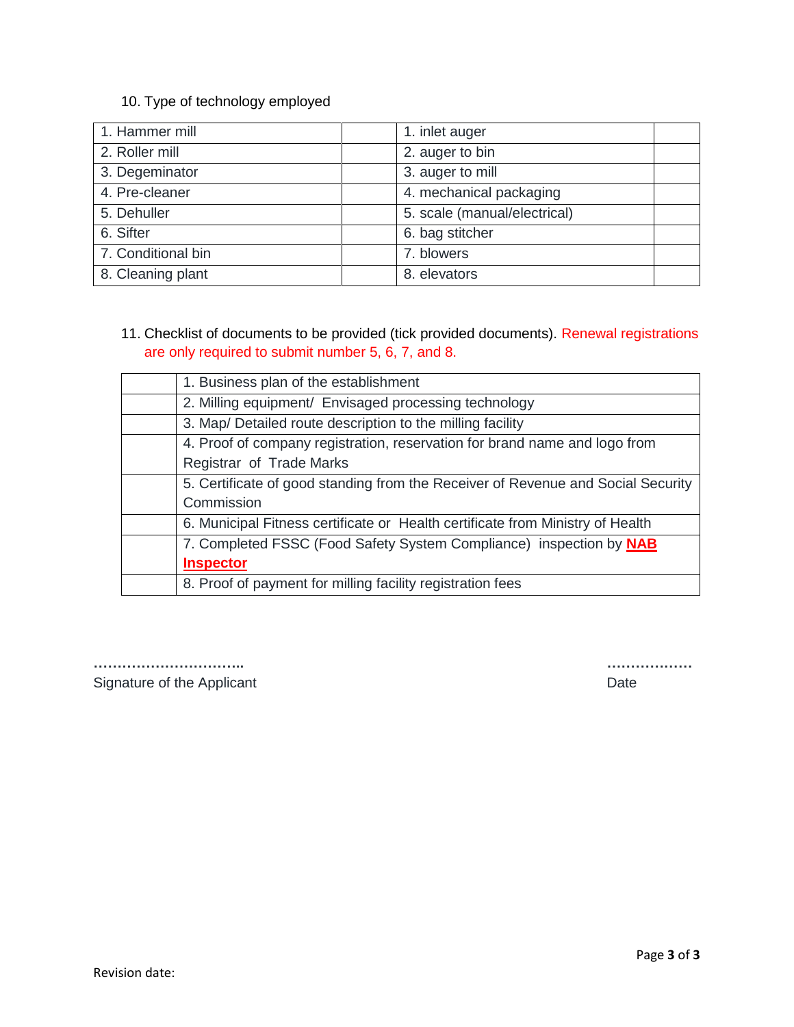10. Type of technology employed

| 1. Hammer mill | | 1. inlet auger | |
|---|---|---|---|
| 2. Roller mill | | 2. auger to bin | |
| 3. Degeminator | | 3. auger to mill | |
| 4. Pre-cleaner | | 4. mechanical packaging | |
| 5. Dehuller | | 5. scale (manual/electrical) | |
| 6. Sifter | | 6. bag stitcher | |
| 7. Conditional bin | | 7. blowers | |
| 8. Cleaning plant | | 8. elevators | |

11. Checklist of documents to be provided (tick provided documents). Renewal registrations are only required to submit number 5, 6, 7, and 8.

| | |
|---|---|
| | 1. Business plan of the establishment |
| | 2. Milling equipment/ Envisaged processing technology |
| | 3. Map/ Detailed route description to the milling facility |
| | 4. Proof of company registration, reservation for brand name and logo from Registrar of Trade Marks |
| | 5. Certificate of good standing from the Receiver of Revenue and Social Security Commission |
| | 6. Municipal Fitness certificate or Health certificate from Ministry of Health |
| | 7. Completed FSSC (Food Safety System Compliance) inspection by **NAB Inspector** |
| | 8. Proof of payment for milling facility registration fees |

……………………………..
Signature of the Applicant

………………
Date

Revision date: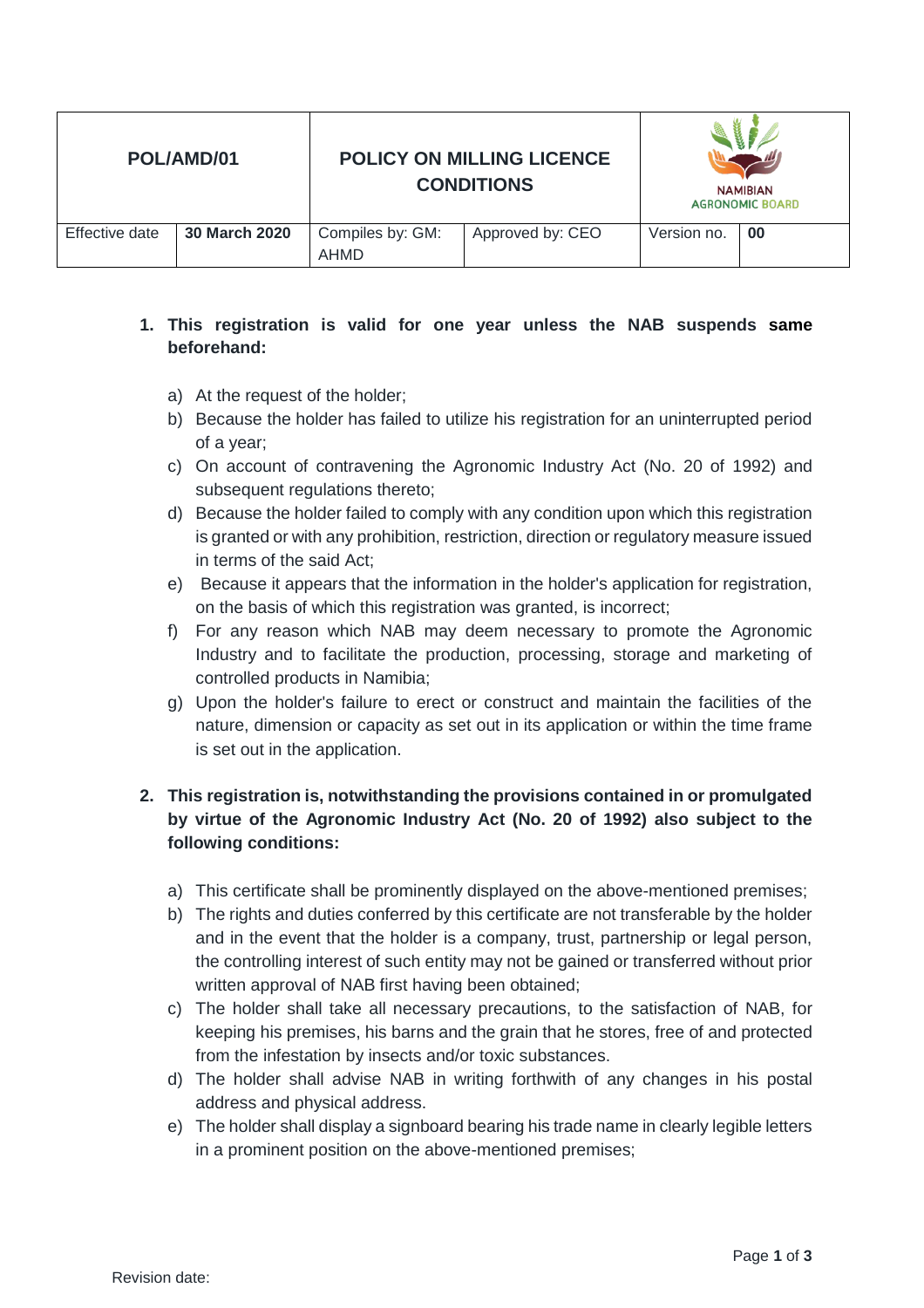| POL/AMD/01 | | POLICY ON MILLING LICENCE CONDITIONS | | NAMIBIAN AGRONOMIC BOARD | |
|---|---|---|---|---|---|
| Effective date | **30 March 2020** | Compiles by: GM: AHMD | Approved by: CEO | Version no. | **00** |

1. **This registration is valid for one year unless the NAB suspends same beforehand:**

    a) At the request of the holder;
    b) Because the holder has failed to utilize his registration for an uninterrupted period of a year;
    c) On account of contravening the Agronomic Industry Act (No. 20 of 1992) and subsequent regulations thereto;
    d) Because the holder failed to comply with any condition upon which this registration is granted or with any prohibition, restriction, direction or regulatory measure issued in terms of the said Act;
    e) Because it appears that the information in the holder's application for registration, on the basis of which this registration was granted, is incorrect;
    f) For any reason which NAB may deem necessary to promote the Agronomic Industry and to facilitate the production, processing, storage and marketing of controlled products in Namibia;
    g) Upon the holder's failure to erect or construct and maintain the facilities of the nature, dimension or capacity as set out in its application or within the time frame is set out in the application.

2. **This registration is, notwithstanding the provisions contained in or promulgated by virtue of the Agronomic Industry Act (No. 20 of 1992) also subject to the following conditions:**

    a) This certificate shall be prominently displayed on the above-mentioned premises;
    b) The rights and duties conferred by this certificate are not transferable by the holder and in the event that the holder is a company, trust, partnership or legal person, the controlling interest of such entity may not be gained or transferred without prior written approval of NAB first having been obtained;
    c) The holder shall take all necessary precautions, to the satisfaction of NAB, for keeping his premises, his barns and the grain that he stores, free of and protected from the infestation by insects and/or toxic substances.
    d) The holder shall advise NAB in writing forthwith of any changes in his postal address and physical address.
    e) The holder shall display a signboard bearing his trade name in clearly legible letters in a prominent position on the above-mentioned premises;

Revision date: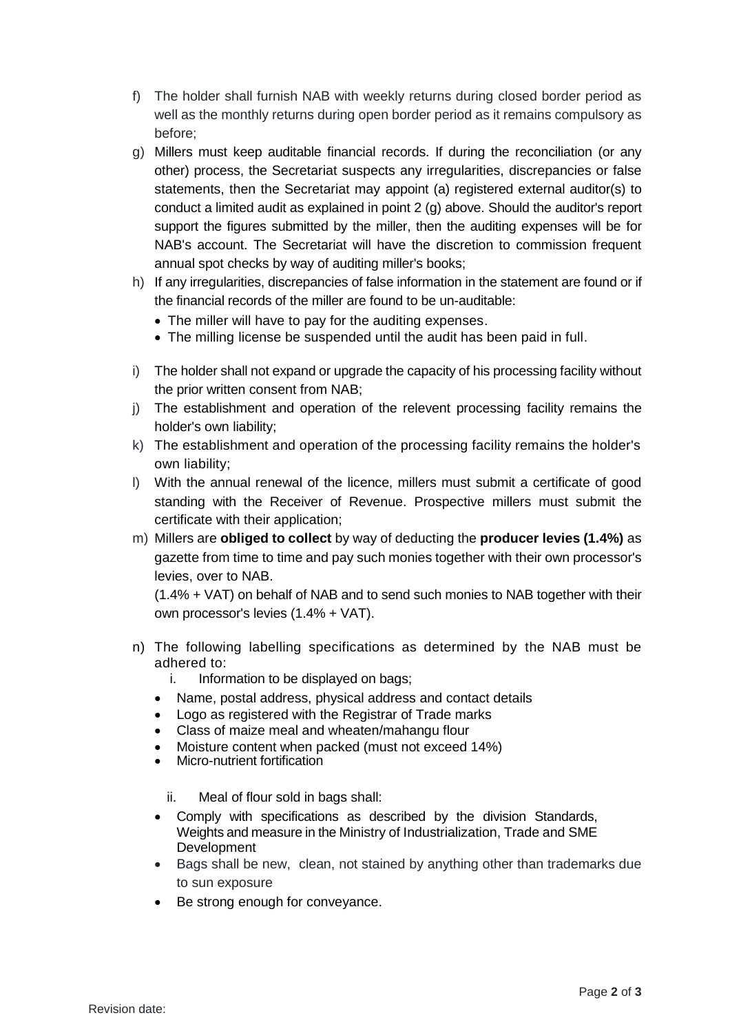f) The holder shall furnish NAB with weekly returns during closed border period as well as the monthly returns during open border period as it remains compulsory as before;

g) Millers must keep auditable financial records. If during the reconciliation (or any other) process, the Secretariat suspects any irregularities, discrepancies or false statements, then the Secretariat may appoint (a) registered external auditor(s) to conduct a limited audit as explained in point 2 (g) above. Should the auditor's report support the figures submitted by the miller, then the auditing expenses will be for NAB's account. The Secretariat will have the discretion to commission frequent annual spot checks by way of auditing miller's books;

h) If any irregularities, discrepancies of false information in the statement are found or if the financial records of the miller are found to be un-auditable:
   - The miller will have to pay for the auditing expenses.
   - The milling license be suspended until the audit has been paid in full.

i) The holder shall not expand or upgrade the capacity of his processing facility without the prior written consent from NAB;

j) The establishment and operation of the relevent processing facility remains the holder's own liability;

k) The establishment and operation of the processing facility remains the holder's own liability;

l) With the annual renewal of the licence, millers must submit a certificate of good standing with the Receiver of Revenue. Prospective millers must submit the certificate with their application;

m) Millers are **obliged to collect** by way of deducting the **producer levies (1.4%)** as gazette from time to time and pay such monies together with their own processor's levies, over to NAB.

   (1.4% + VAT) on behalf of NAB and to send such monies to NAB together with their own processor's levies (1.4% + VAT).

n) The following labelling specifications as determined by the NAB must be adhered to:
   i. Information to be displayed on bags;
   - Name, postal address, physical address and contact details
   - Logo as registered with the Registrar of Trade marks
   - Class of maize meal and wheaten/mahangu flour
   - Moisture content when packed (must not exceed 14%)
   - Micro-nutrient fortification

   ii. Meal of flour sold in bags shall:
   - Comply with specifications as described by the division Standards, Weights and measure in the Ministry of Industrialization, Trade and SME Development
   - Bags shall be new, clean, not stained by anything other than trademarks due to sun exposure
   - Be strong enough for conveyance.

Revision date: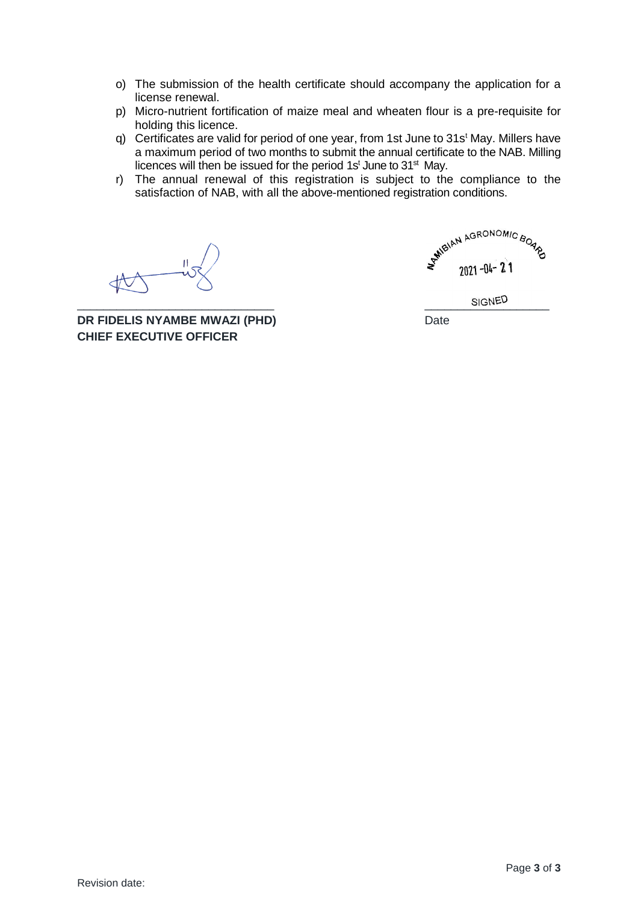o) The submission of the health certificate should accompany the application for a license renewal.
p) Micro-nutrient fortification of maize meal and wheaten flour is a pre-requisite for holding this licence.
q) Certificates are valid for period of one year, from 1st June to 31s[t] May. Millers have a maximum period of two months to submit the annual certificate to the NAB. Milling licences will then be issued for the period 1s[t] June to 31[st] May.
r) The annual renewal of this registration is subject to the compliance to the satisfaction of NAB, with all the above-mentioned registration conditions.

NAMIBIAN AGRONOMIC BOARD
2021-04-21
SIGNED

**DR FIDELIS NYAMBE MWAZI (PHD)**
**CHIEF EXECUTIVE OFFICER**

Date

Revision date: